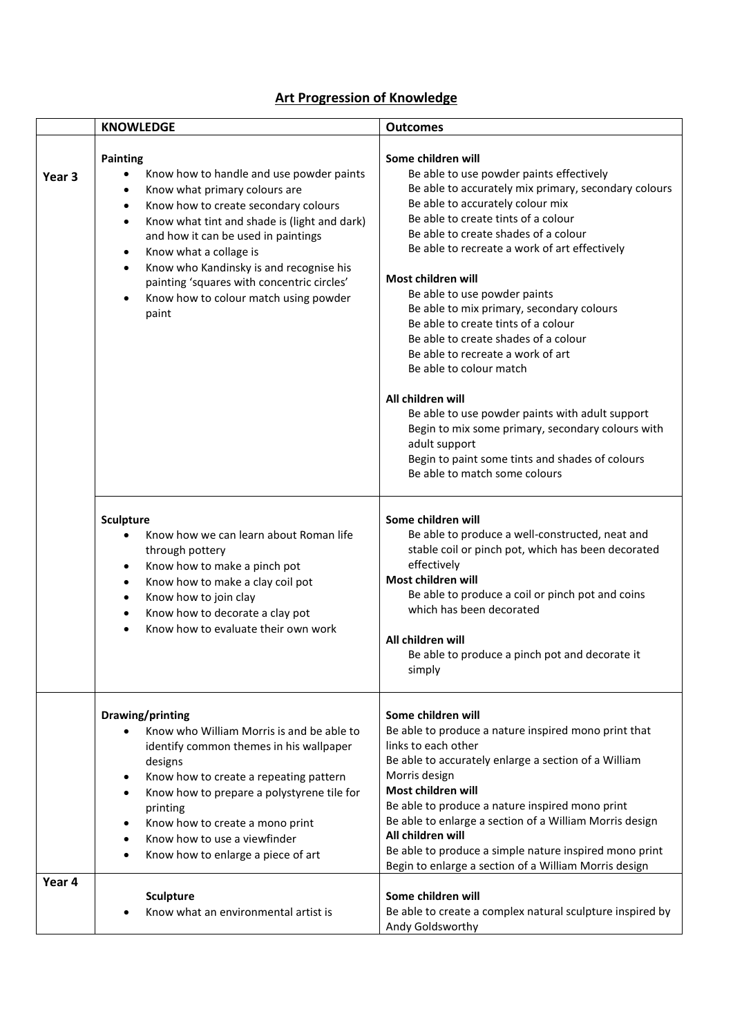# Art Progression of Knowledge

| | KNOWLEDGE | Outcomes |
|---|---|---|
| Year 3 | **Painting**<br>• Know how to handle and use powder paints<br>• Know what primary colours are<br>• Know how to create secondary colours<br>• Know what tint and shade is (light and dark) and how it can be used in paintings<br>• Know what a collage is<br>• Know who Kandinsky is and recognise his painting 'squares with concentric circles'<br>• Know how to colour match using powder paint | **Some children will**<br>Be able to use powder paints effectively<br>Be able to accurately mix primary, secondary colours<br>Be able to accurately colour mix<br>Be able to create tints of a colour<br>Be able to create shades of a colour<br>Be able to recreate a work of art effectively<br><br>**Most children will**<br>Be able to use powder paints<br>Be able to mix primary, secondary colours<br>Be able to create tints of a colour<br>Be able to create shades of a colour<br>Be able to recreate a work of art<br>Be able to colour match<br><br>**All children will**<br>Be able to use powder paints with adult support<br>Begin to mix some primary, secondary colours with adult support<br>Begin to paint some tints and shades of colours<br>Be able to match some colours |
| | **Sculpture**<br>• Know how we can learn about Roman life through pottery<br>• Know how to make a pinch pot<br>• Know how to make a clay coil pot<br>• Know how to join clay<br>• Know how to decorate a clay pot<br>• Know how to evaluate their own work | **Some children will**<br>Be able to produce a well-constructed, neat and stable coil or pinch pot, which has been decorated effectively<br>**Most children will**<br>Be able to produce a coil or pinch pot and coins which has been decorated<br><br>**All children will**<br>Be able to produce a pinch pot and decorate it simply |
| | **Drawing/printing**<br>• Know who William Morris is and be able to identify common themes in his wallpaper designs<br>• Know how to create a repeating pattern<br>• Know how to prepare a polystyrene tile for printing<br>• Know how to create a mono print<br>• Know how to use a viewfinder<br>• Know how to enlarge a piece of art | **Some children will**<br>Be able to produce a nature inspired mono print that links to each other<br>Be able to accurately enlarge a section of a William Morris design<br>**Most children will**<br>Be able to produce a nature inspired mono print<br>Be able to enlarge a section of a William Morris design<br>**All children will**<br>Be able to produce a simple nature inspired mono print<br>Begin to enlarge a section of a William Morris design |
| Year 4 | **Sculpture**<br>• Know what an environmental artist is | **Some children will**<br>Be able to create a complex natural sculpture inspired by Andy Goldsworthy |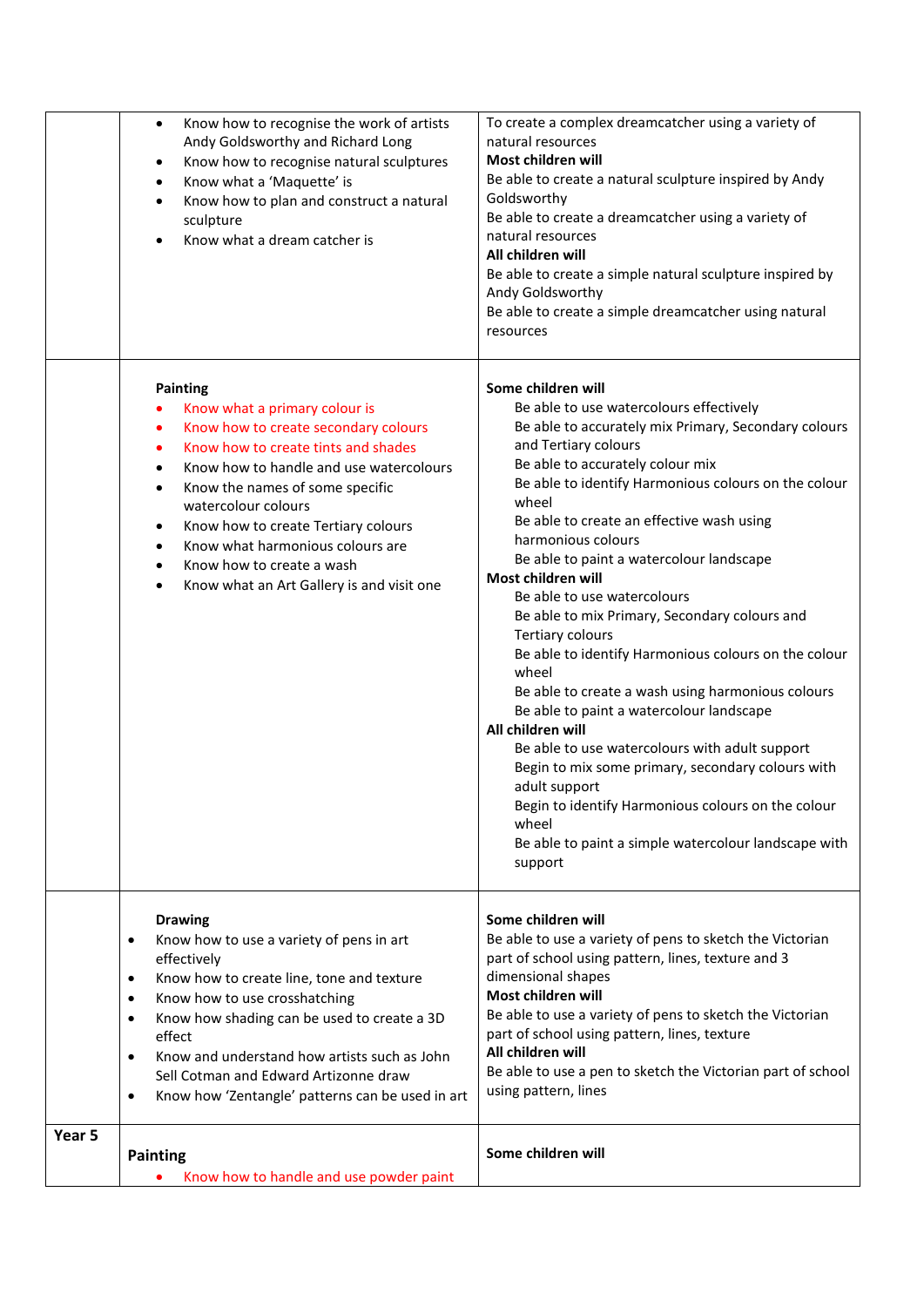| | | |
|---|---|---|
| | • Know how to recognise the work of artists Andy Goldsworthy and Richard Long<br>• Know how to recognise natural sculptures<br>• Know what a 'Maquette' is<br>• Know how to plan and construct a natural sculpture<br>• Know what a dream catcher is | To create a complex dreamcatcher using a variety of natural resources<br>**Most children will**<br>Be able to create a natural sculpture inspired by Andy Goldsworthy<br>Be able to create a dreamcatcher using a variety of natural resources<br>**All children will**<br>Be able to create a simple natural sculpture inspired by Andy Goldsworthy<br>Be able to create a simple dreamcatcher using natural resources |
| | **Painting**<br>• Know what a primary colour is<br>• Know how to create secondary colours<br>• Know how to create tints and shades<br>• Know how to handle and use watercolours<br>• Know the names of some specific watercolour colours<br>• Know how to create Tertiary colours<br>• Know what harmonious colours are<br>• Know how to create a wash<br>• Know what an Art Gallery is and visit one | **Some children will**<br>Be able to use watercolours effectively<br>Be able to accurately mix Primary, Secondary colours and Tertiary colours<br>Be able to accurately colour mix<br>Be able to identify Harmonious colours on the colour wheel<br>Be able to create an effective wash using harmonious colours<br>Be able to paint a watercolour landscape<br>**Most children will**<br>Be able to use watercolours<br>Be able to mix Primary, Secondary colours and Tertiary colours<br>Be able to identify Harmonious colours on the colour wheel<br>Be able to create a wash using harmonious colours<br>Be able to paint a watercolour landscape<br>**All children will**<br>Be able to use watercolours with adult support<br>Begin to mix some primary, secondary colours with adult support<br>Begin to identify Harmonious colours on the colour wheel<br>Be able to paint a simple watercolour landscape with support |
| | **Drawing**<br>• Know how to use a variety of pens in art effectively<br>• Know how to create line, tone and texture<br>• Know how to use crosshatching<br>• Know how shading can be used to create a 3D effect<br>• Know and understand how artists such as John Sell Cotman and Edward Artizonne draw<br>• Know how 'Zentangle' patterns can be used in art | **Some children will**<br>Be able to use a variety of pens to sketch the Victorian part of school using pattern, lines, texture and 3 dimensional shapes<br>**Most children will**<br>Be able to use a variety of pens to sketch the Victorian part of school using pattern, lines, texture<br>**All children will**<br>Be able to use a pen to sketch the Victorian part of school using pattern, lines |
| **Year 5** | **Painting**<br>• Know how to handle and use powder paint | **Some children will** |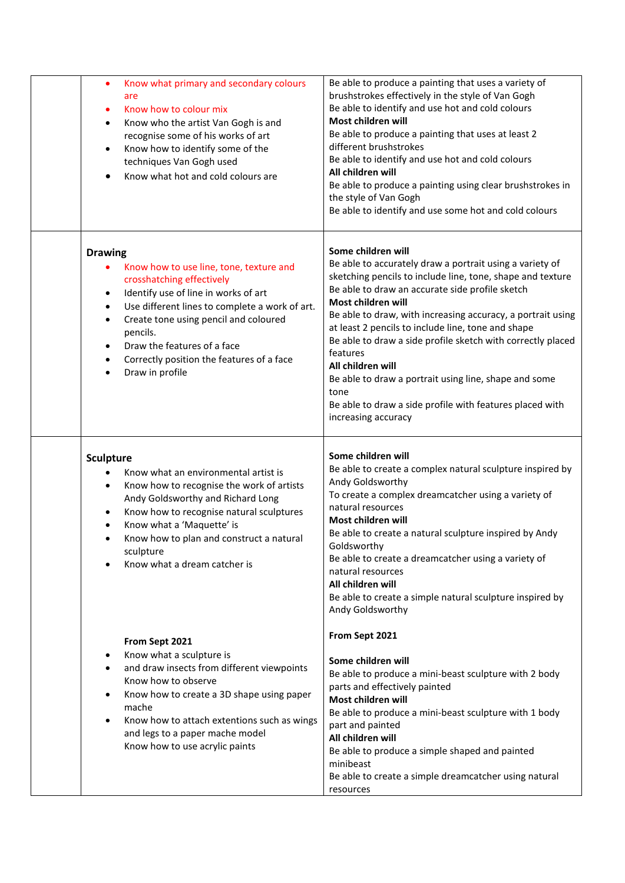| | | |
|---|---|---|
| | <ul><li>Know what primary and secondary colours are</li><li>Know how to colour mix</li><li>Know who the artist Van Gogh is and recognise some of his works of art</li><li>Know how to identify some of the techniques Van Gogh used</li><li>Know what hot and cold colours are</li></ul> | Be able to produce a painting that uses a variety of brushstrokes effectively in the style of Van Gogh<br>Be able to identify and use hot and cold colours<br>**Most children will**<br>Be able to produce a painting that uses at least 2 different brushstrokes<br>Be able to identify and use hot and cold colours<br>**All children will**<br>Be able to produce a painting using clear brushstrokes in the style of Van Gogh<br>Be able to identify and use some hot and cold colours |
| | **Drawing**<ul><li>Know how to use line, tone, texture and crosshatching effectively</li><li>Identify use of line in works of art</li><li>Use different lines to complete a work of art.</li><li>Create tone using pencil and coloured pencils.</li><li>Draw the features of a face</li><li>Correctly position the features of a face</li><li>Draw in profile</li></ul> | **Some children will**<br>Be able to accurately draw a portrait using a variety of sketching pencils to include line, tone, shape and texture<br>Be able to draw an accurate side profile sketch<br>**Most children will**<br>Be able to draw, with increasing accuracy, a portrait using at least 2 pencils to include line, tone and shape<br>Be able to draw a side profile sketch with correctly placed features<br>**All children will**<br>Be able to draw a portrait using line, shape and some tone<br>Be able to draw a side profile with features placed with increasing accuracy |
| | **Sculpture**<ul><li>Know what an environmental artist is</li><li>Know how to recognise the work of artists Andy Goldsworthy and Richard Long</li><li>Know how to recognise natural sculptures</li><li>Know what a 'Maquette' is</li><li>Know how to plan and construct a natural sculpture</li><li>Know what a dream catcher is</li></ul><br>**From Sept 2021**<ul><li>Know what a sculpture is</li><li>and draw insects from different viewpoints Know how to observe</li><li>Know how to create a 3D shape using paper mache</li><li>Know how to attach extentions such as wings and legs to a paper mache model Know how to use acrylic paints</li></ul> | **Some children will**<br>Be able to create a complex natural sculpture inspired by Andy Goldsworthy<br>To create a complex dreamcatcher using a variety of natural resources<br>**Most children will**<br>Be able to create a natural sculpture inspired by Andy Goldsworthy<br>Be able to create a dreamcatcher using a variety of natural resources<br>**All children will**<br>Be able to create a simple natural sculpture inspired by Andy Goldsworthy<br><br>**From Sept 2021**<br><br>**Some children will**<br>Be able to produce a mini-beast sculpture with 2 body parts and effectively painted<br>**Most children will**<br>Be able to produce a mini-beast sculpture with 1 body part and painted<br>**All children will**<br>Be able to produce a simple shaped and painted minibeast<br>Be able to create a simple dreamcatcher using natural resources |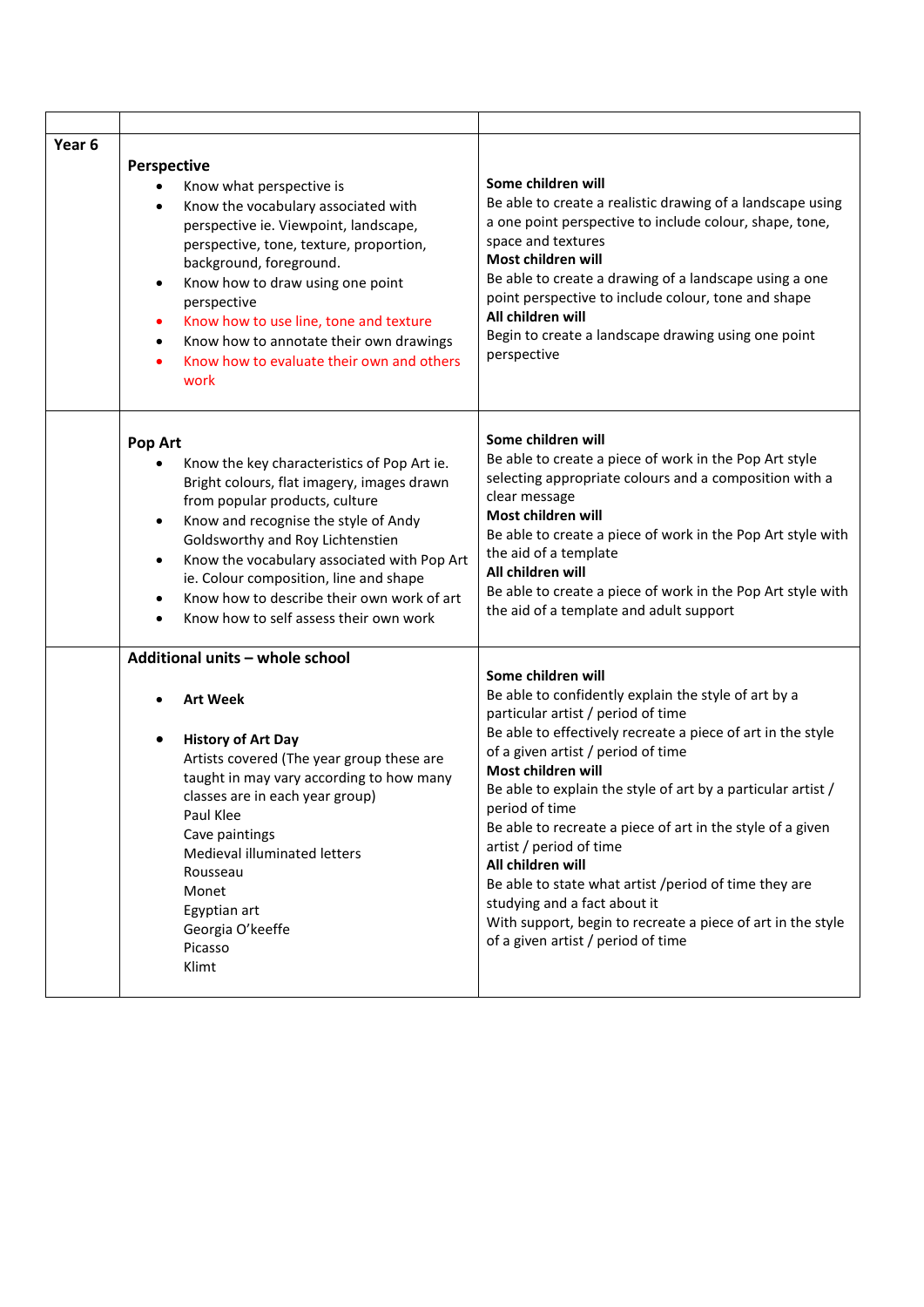| | | |
|---|---|---|
| **Year 6** | **Perspective**<br>• Know what perspective is<br>• Know the vocabulary associated with perspective ie. Viewpoint, landscape, perspective, tone, texture, proportion, background, foreground.<br>• Know how to draw using one point perspective<br>• Know how to use line, tone and texture<br>• Know how to annotate their own drawings<br>• Know how to evaluate their own and others work | **Some children will**<br>Be able to create a realistic drawing of a landscape using a one point perspective to include colour, shape, tone, space and textures<br>**Most children will**<br>Be able to create a drawing of a landscape using a one point perspective to include colour, tone and shape<br>**All children will**<br>Begin to create a landscape drawing using one point perspective |
| | **Pop Art**<br>• Know the key characteristics of Pop Art ie. Bright colours, flat imagery, images drawn from popular products, culture<br>• Know and recognise the style of Andy Goldsworthy and Roy Lichtenstien<br>• Know the vocabulary associated with Pop Art ie. Colour composition, line and shape<br>• Know how to describe their own work of art<br>• Know how to self assess their own work | **Some children will**<br>Be able to create a piece of work in the Pop Art style selecting appropriate colours and a composition with a clear message<br>**Most children will**<br>Be able to create a piece of work in the Pop Art style with the aid of a template<br>**All children will**<br>Be able to create a piece of work in the Pop Art style with the aid of a template and adult support |
| | **Additional units – whole school**<br>• **Art Week**<br>• **History of Art Day**<br>Artists covered (The year group these are taught in may vary according to how many classes are in each year group)<br>Paul Klee<br>Cave paintings<br>Medieval illuminated letters<br>Rousseau<br>Monet<br>Egyptian art<br>Georgia O'keeffe<br>Picasso<br>Klimt | **Some children will**<br>Be able to confidently explain the style of art by a particular artist / period of time<br>Be able to effectively recreate a piece of art in the style of a given artist / period of time<br>**Most children will**<br>Be able to explain the style of art by a particular artist / period of time<br>Be able to recreate a piece of art in the style of a given artist / period of time<br>**All children will**<br>Be able to state what artist /period of time they are studying and a fact about it<br>With support, begin to recreate a piece of art in the style of a given artist / period of time |